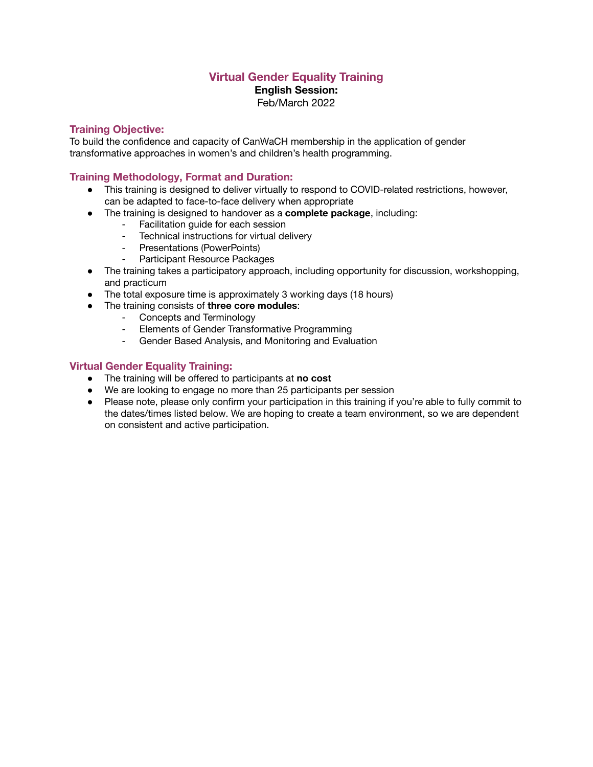# Virtual Gender Equality Training

**English Session:**

Feb/March 2022

## Training Objective:

To build the confidence and capacity of CanWaCH membership in the application of gender transformative approaches in women's and children's health programming.

## Training Methodology, Format and Duration:

- This training is designed to deliver virtually to respond to COVID-related restrictions, however, can be adapted to face-to-face delivery when appropriate
- The training is designed to handover as a **complete package**, including:
  - Facilitation guide for each session
  - Technical instructions for virtual delivery
  - Presentations (PowerPoints)
  - Participant Resource Packages
- The training takes a participatory approach, including opportunity for discussion, workshopping, and practicum
- The total exposure time is approximately 3 working days (18 hours)
- The training consists of **three core modules**:
  - Concepts and Terminology
  - Elements of Gender Transformative Programming
  - Gender Based Analysis, and Monitoring and Evaluation

## Virtual Gender Equality Training:

- The training will be offered to participants at **no cost**
- We are looking to engage no more than 25 participants per session
- Please note, please only confirm your participation in this training if you're able to fully commit to the dates/times listed below. We are hoping to create a team environment, so we are dependent on consistent and active participation.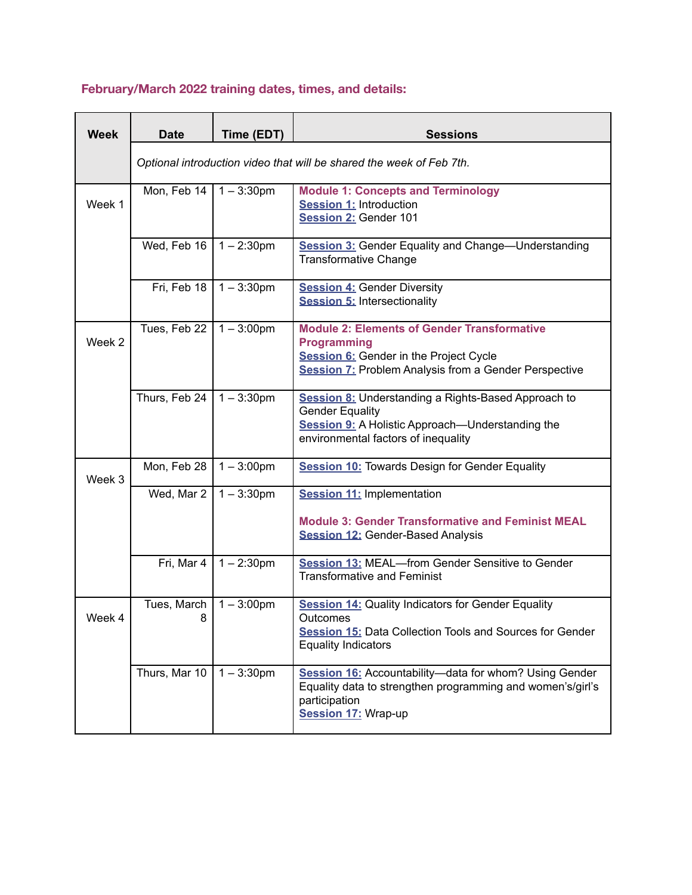### February/March 2022 training dates, times, and details:

| Week | Date | Time (EDT) | Sessions |
|---|---|---|---|
| | *Optional introduction video that will be shared the week of Feb 7th.* | | |
| Week 1 | Mon, Feb 14 | 1 – 3:30pm | **Module 1: Concepts and Terminology**<br>**Session 1:** Introduction<br>**Session 2:** Gender 101 |
| | Wed, Feb 16 | 1 – 2:30pm | **Session 3:** Gender Equality and Change—Understanding Transformative Change |
| | Fri, Feb 18 | 1 – 3:30pm | **Session 4:** Gender Diversity<br>**Session 5:** Intersectionality |
| Week 2 | Tues, Feb 22 | 1 – 3:00pm | **Module 2: Elements of Gender Transformative Programming**<br>**Session 6:** Gender in the Project Cycle<br>**Session 7:** Problem Analysis from a Gender Perspective |
| | Thurs, Feb 24 | 1 – 3:30pm | **Session 8:** Understanding a Rights-Based Approach to Gender Equality<br>**Session 9:** A Holistic Approach—Understanding the environmental factors of inequality |
| Week 3 | Mon, Feb 28 | 1 – 3:00pm | **Session 10:** Towards Design for Gender Equality |
| | Wed, Mar 2 | 1 – 3:30pm | **Session 11:** Implementation<br><br>**Module 3: Gender Transformative and Feminist MEAL**<br>**Session 12:** Gender-Based Analysis |
| | Fri, Mar 4 | 1 – 2:30pm | **Session 13:** MEAL—from Gender Sensitive to Gender Transformative and Feminist |
| Week 4 | Tues, March 8 | 1 – 3:00pm | **Session 14:** Quality Indicators for Gender Equality Outcomes<br>**Session 15:** Data Collection Tools and Sources for Gender Equality Indicators |
| | Thurs, Mar 10 | 1 – 3:30pm | **Session 16:** Accountability—data for whom? Using Gender Equality data to strengthen programming and women's/girl's participation<br>**Session 17:** Wrap-up |